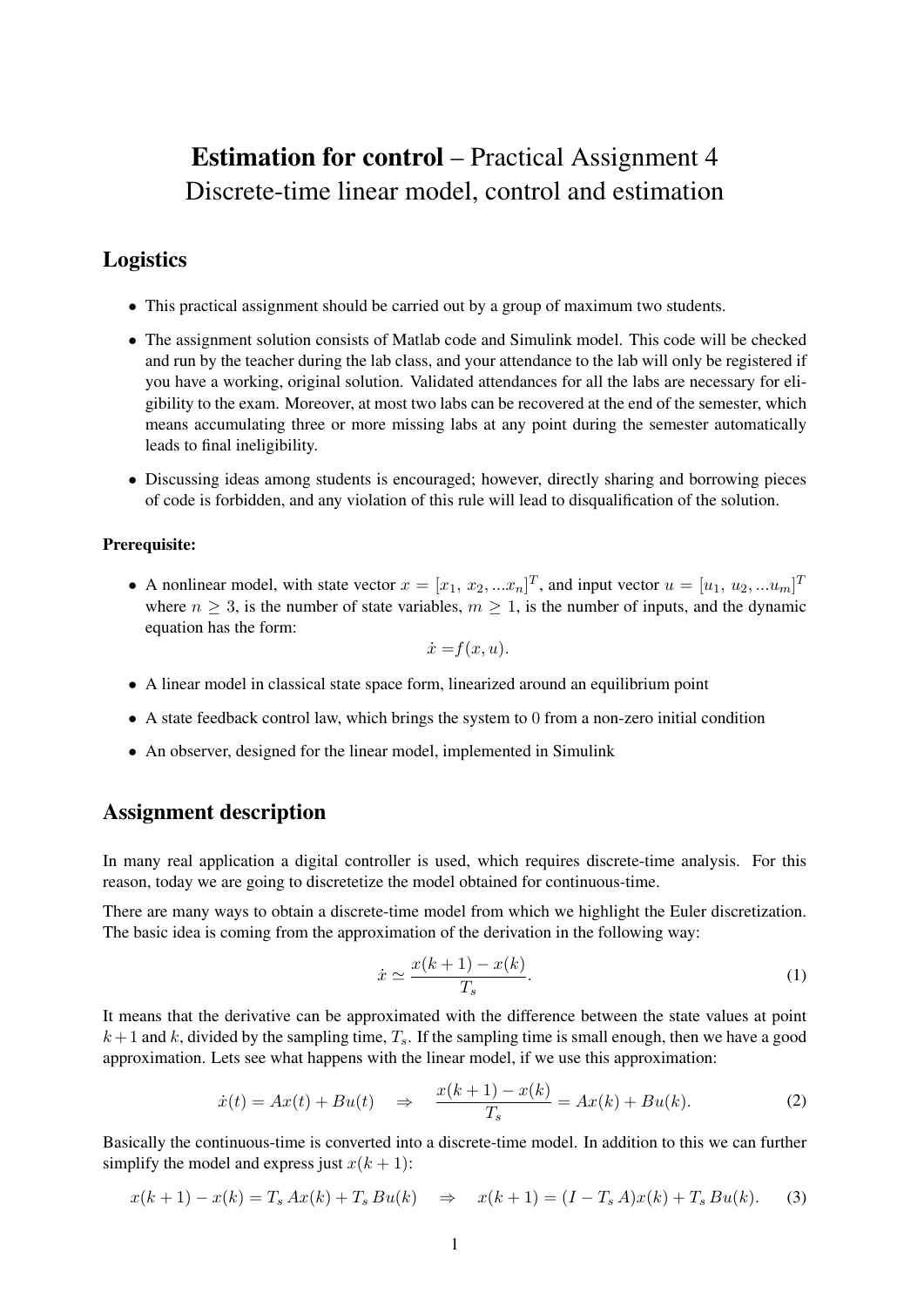# **Estimation for control** – Practical Assignment 4
Discrete-time linear model, control and estimation

## Logistics

- This practical assignment should be carried out by a group of maximum two students.
- The assignment solution consists of Matlab code and Simulink model. This code will be checked and run by the teacher during the lab class, and your attendance to the lab will only be registered if you have a working, original solution. Validated attendances for all the labs are necessary for eligibility to the exam. Moreover, at most two labs can be recovered at the end of the semester, which means accumulating three or more missing labs at any point during the semester automatically leads to final ineligibility.
- Discussing ideas among students is encouraged; however, directly sharing and borrowing pieces of code is forbidden, and any violation of this rule will lead to disqualification of the solution.

### Prerequisite:

- A nonlinear model, with state vector $x = [x_1,\, x_2, ...x_n]^T$, and input vector $u = [u_1,\, u_2, ...u_m]^T$ where $n \geq 3$, is the number of state variables, $m \geq 1$, is the number of inputs, and the dynamic equation has the form:

$$\dot{x} = f(x, u).$$

- A linear model in classical state space form, linearized around an equilibrium point
- A state feedback control law, which brings the system to 0 from a non-zero initial condition
- An observer, designed for the linear model, implemented in Simulink

## Assignment description

In many real application a digital controller is used, which requires discrete-time analysis. For this reason, today we are going to discretetize the model obtained for continuous-time.

There are many ways to obtain a discrete-time model from which we highlight the Euler discretization. The basic idea is coming from the approximation of the derivation in the following way:

$$\dot{x} \simeq \frac{x(k+1) - x(k)}{T_s}. \tag{1}$$

It means that the derivative can be approximated with the difference between the state values at point $k+1$ and $k$, divided by the sampling time, $T_s$. If the sampling time is small enough, then we have a good approximation. Lets see what happens with the linear model, if we use this approximation:

$$\dot{x}(t) = Ax(t) + Bu(t) \quad \Rightarrow \quad \frac{x(k+1) - x(k)}{T_s} = Ax(k) + Bu(k). \tag{2}$$

Basically the continuous-time is converted into a discrete-time model. In addition to this we can further simplify the model and express just $x(k+1)$:

$$x(k+1) - x(k) = T_s\, Ax(k) + T_s\, Bu(k) \quad \Rightarrow \quad x(k+1) = (I - T_s\, A)x(k) + T_s\, Bu(k). \tag{3}$$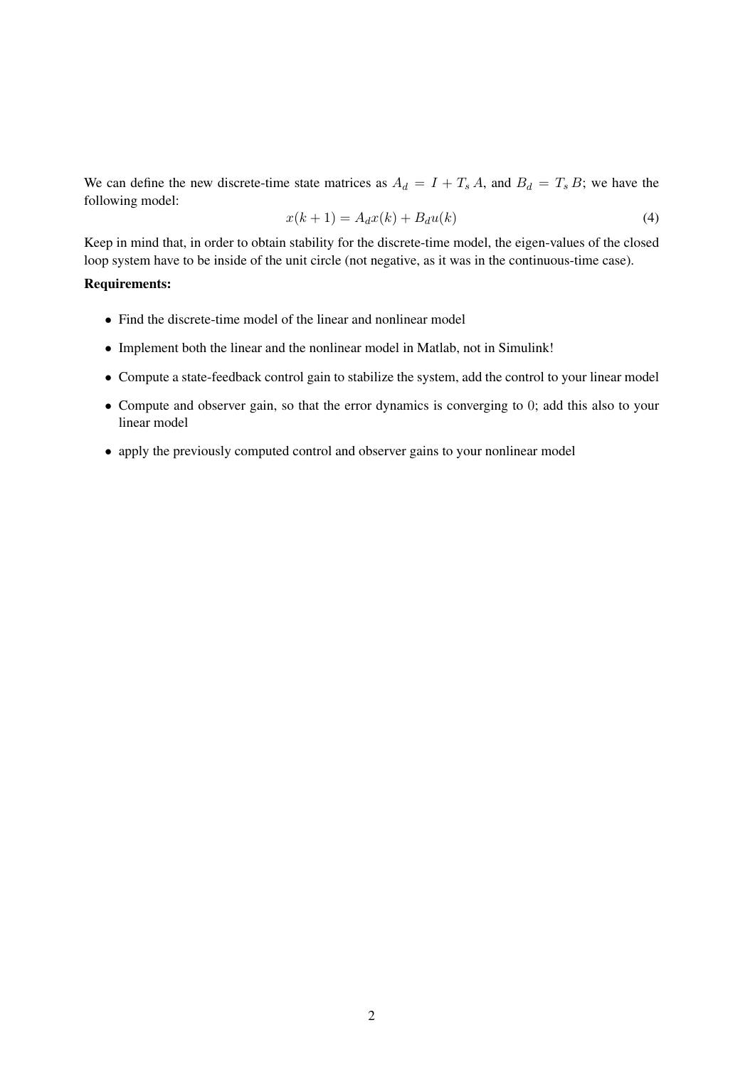We can define the new discrete-time state matrices as $A_d = I + T_s\, A$, and $B_d = T_s\, B$; we have the following model:

$$x(k+1) = A_d x(k) + B_d u(k) \tag{4}$$

Keep in mind that, in order to obtain stability for the discrete-time model, the eigen-values of the closed loop system have to be inside of the unit circle (not negative, as it was in the continuous-time case).

**Requirements:**

- Find the discrete-time model of the linear and nonlinear model
- Implement both the linear and the nonlinear model in Matlab, not in Simulink!
- Compute a state-feedback control gain to stabilize the system, add the control to your linear model
- Compute and observer gain, so that the error dynamics is converging to $0$; add this also to your linear model
- apply the previously computed control and observer gains to your nonlinear model